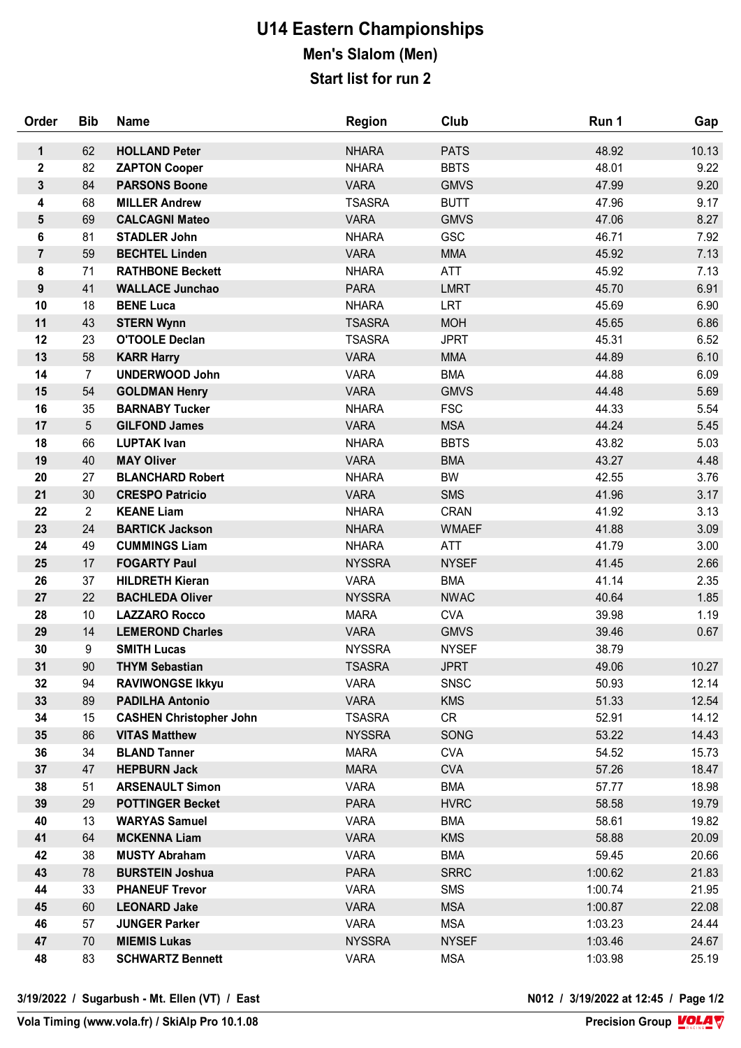# U14 Eastern Championships

## Men's Slalom (Men)

## Start list for run 2

| Order | Bib | Name | Region | Club | Run 1 | Gap |
|---|---|---|---|---|---|---|
| 1 | 62 | **HOLLAND Peter** | NHARA | PATS | 48.92 | 10.13 |
| 2 | 82 | **ZAPTON Cooper** | NHARA | BBTS | 48.01 | 9.22 |
| 3 | 84 | **PARSONS Boone** | VARA | GMVS | 47.99 | 9.20 |
| 4 | 68 | **MILLER Andrew** | TSASRA | BUTT | 47.96 | 9.17 |
| 5 | 69 | **CALCAGNI Mateo** | VARA | GMVS | 47.06 | 8.27 |
| 6 | 81 | **STADLER John** | NHARA | GSC | 46.71 | 7.92 |
| 7 | 59 | **BECHTEL Linden** | VARA | MMA | 45.92 | 7.13 |
| 8 | 71 | **RATHBONE Beckett** | NHARA | ATT | 45.92 | 7.13 |
| 9 | 41 | **WALLACE Junchao** | PARA | LMRT | 45.70 | 6.91 |
| 10 | 18 | **BENE Luca** | NHARA | LRT | 45.69 | 6.90 |
| 11 | 43 | **STERN Wynn** | TSASRA | MOH | 45.65 | 6.86 |
| 12 | 23 | **O'TOOLE Declan** | TSASRA | JPRT | 45.31 | 6.52 |
| 13 | 58 | **KARR Harry** | VARA | MMA | 44.89 | 6.10 |
| 14 | 7 | **UNDERWOOD John** | VARA | BMA | 44.88 | 6.09 |
| 15 | 54 | **GOLDMAN Henry** | VARA | GMVS | 44.48 | 5.69 |
| 16 | 35 | **BARNABY Tucker** | NHARA | FSC | 44.33 | 5.54 |
| 17 | 5 | **GILFOND James** | VARA | MSA | 44.24 | 5.45 |
| 18 | 66 | **LUPTAK Ivan** | NHARA | BBTS | 43.82 | 5.03 |
| 19 | 40 | **MAY Oliver** | VARA | BMA | 43.27 | 4.48 |
| 20 | 27 | **BLANCHARD Robert** | NHARA | BW | 42.55 | 3.76 |
| 21 | 30 | **CRESPO Patricio** | VARA | SMS | 41.96 | 3.17 |
| 22 | 2 | **KEANE Liam** | NHARA | CRAN | 41.92 | 3.13 |
| 23 | 24 | **BARTICK Jackson** | NHARA | WMAEF | 41.88 | 3.09 |
| 24 | 49 | **CUMMINGS Liam** | NHARA | ATT | 41.79 | 3.00 |
| 25 | 17 | **FOGARTY Paul** | NYSSRA | NYSEF | 41.45 | 2.66 |
| 26 | 37 | **HILDRETH Kieran** | VARA | BMA | 41.14 | 2.35 |
| 27 | 22 | **BACHLEDA Oliver** | NYSSRA | NWAC | 40.64 | 1.85 |
| 28 | 10 | **LAZZARO Rocco** | MARA | CVA | 39.98 | 1.19 |
| 29 | 14 | **LEMEROND Charles** | VARA | GMVS | 39.46 | 0.67 |
| 30 | 9 | **SMITH Lucas** | NYSSRA | NYSEF | 38.79 | |
| 31 | 90 | **THYM Sebastian** | TSASRA | JPRT | 49.06 | 10.27 |
| 32 | 94 | **RAVIWONGSE Ikkyu** | VARA | SNSC | 50.93 | 12.14 |
| 33 | 89 | **PADILHA Antonio** | VARA | KMS | 51.33 | 12.54 |
| 34 | 15 | **CASHEN Christopher John** | TSASRA | CR | 52.91 | 14.12 |
| 35 | 86 | **VITAS Matthew** | NYSSRA | SONG | 53.22 | 14.43 |
| 36 | 34 | **BLAND Tanner** | MARA | CVA | 54.52 | 15.73 |
| 37 | 47 | **HEPBURN Jack** | MARA | CVA | 57.26 | 18.47 |
| 38 | 51 | **ARSENAULT Simon** | VARA | BMA | 57.77 | 18.98 |
| 39 | 29 | **POTTINGER Becket** | PARA | HVRC | 58.58 | 19.79 |
| 40 | 13 | **WARYAS Samuel** | VARA | BMA | 58.61 | 19.82 |
| 41 | 64 | **MCKENNA Liam** | VARA | KMS | 58.88 | 20.09 |
| 42 | 38 | **MUSTY Abraham** | VARA | BMA | 59.45 | 20.66 |
| 43 | 78 | **BURSTEIN Joshua** | PARA | SRRC | 1:00.62 | 21.83 |
| 44 | 33 | **PHANEUF Trevor** | VARA | SMS | 1:00.74 | 21.95 |
| 45 | 60 | **LEONARD Jake** | VARA | MSA | 1:00.87 | 22.08 |
| 46 | 57 | **JUNGER Parker** | VARA | MSA | 1:03.23 | 24.44 |
| 47 | 70 | **MIEMIS Lukas** | NYSSRA | NYSEF | 1:03.46 | 24.67 |
| 48 | 83 | **SCHWARTZ Bennett** | VARA | MSA | 1:03.98 | 25.19 |

3/19/2022 / Sugarbush - Mt. Ellen (VT) / East

N012 / 3/19/2022 at 12:45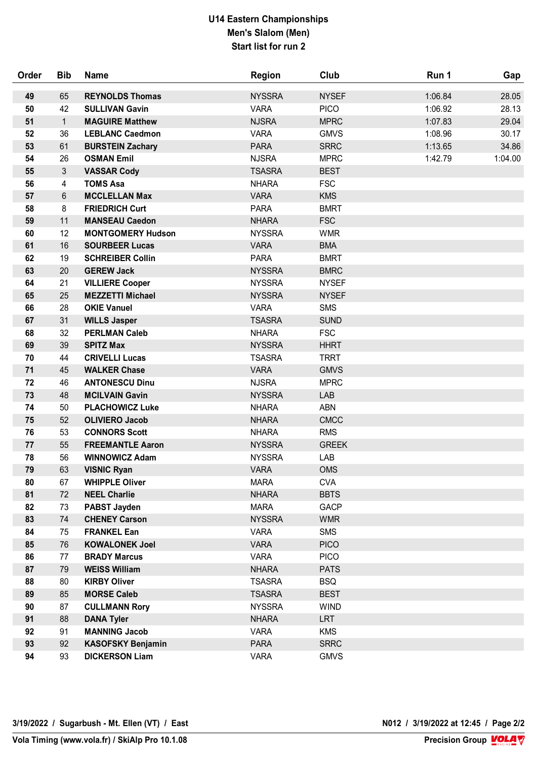# U14 Eastern Championships
## Men's Slalom (Men)
### Start list for run 2

| Order | Bib | Name | Region | Club | Run 1 | Gap |
|---|---|---|---|---|---|---|
| 49 | 65 | **REYNOLDS Thomas** | NYSSRA | NYSEF | 1:06.84 | 28.05 |
| 50 | 42 | **SULLIVAN Gavin** | VARA | PICO | 1:06.92 | 28.13 |
| 51 | 1 | **MAGUIRE Matthew** | NJSRA | MPRC | 1:07.83 | 29.04 |
| 52 | 36 | **LEBLANC Caedmon** | VARA | GMVS | 1:08.96 | 30.17 |
| 53 | 61 | **BURSTEIN Zachary** | PARA | SRRC | 1:13.65 | 34.86 |
| 54 | 26 | **OSMAN Emil** | NJSRA | MPRC | 1:42.79 | 1:04.00 |
| 55 | 3 | **VASSAR Cody** | TSASRA | BEST | | |
| 56 | 4 | **TOMS Asa** | NHARA | FSC | | |
| 57 | 6 | **MCCLELLAN Max** | VARA | KMS | | |
| 58 | 8 | **FRIEDRICH Curt** | PARA | BMRT | | |
| 59 | 11 | **MANSEAU Caedon** | NHARA | FSC | | |
| 60 | 12 | **MONTGOMERY Hudson** | NYSSRA | WMR | | |
| 61 | 16 | **SOURBEER Lucas** | VARA | BMA | | |
| 62 | 19 | **SCHREIBER Collin** | PARA | BMRT | | |
| 63 | 20 | **GEREW Jack** | NYSSRA | BMRC | | |
| 64 | 21 | **VILLIERE Cooper** | NYSSRA | NYSEF | | |
| 65 | 25 | **MEZZETTI Michael** | NYSSRA | NYSEF | | |
| 66 | 28 | **OKIE Vanuel** | VARA | SMS | | |
| 67 | 31 | **WILLS Jasper** | TSASRA | SUND | | |
| 68 | 32 | **PERLMAN Caleb** | NHARA | FSC | | |
| 69 | 39 | **SPITZ Max** | NYSSRA | HHRT | | |
| 70 | 44 | **CRIVELLI Lucas** | TSASRA | TRRT | | |
| 71 | 45 | **WALKER Chase** | VARA | GMVS | | |
| 72 | 46 | **ANTONESCU Dinu** | NJSRA | MPRC | | |
| 73 | 48 | **MCILVAIN Gavin** | NYSSRA | LAB | | |
| 74 | 50 | **PLACHOWICZ Luke** | NHARA | ABN | | |
| 75 | 52 | **OLIVIERO Jacob** | NHARA | CMCC | | |
| 76 | 53 | **CONNORS Scott** | NHARA | RMS | | |
| 77 | 55 | **FREEMANTLE Aaron** | NYSSRA | GREEK | | |
| 78 | 56 | **WINNOWICZ Adam** | NYSSRA | LAB | | |
| 79 | 63 | **VISNIC Ryan** | VARA | OMS | | |
| 80 | 67 | **WHIPPLE Oliver** | MARA | CVA | | |
| 81 | 72 | **NEEL Charlie** | NHARA | BBTS | | |
| 82 | 73 | **PABST Jayden** | MARA | GACP | | |
| 83 | 74 | **CHENEY Carson** | NYSSRA | WMR | | |
| 84 | 75 | **FRANKEL Ean** | VARA | SMS | | |
| 85 | 76 | **KOWALONEK Joel** | VARA | PICO | | |
| 86 | 77 | **BRADY Marcus** | VARA | PICO | | |
| 87 | 79 | **WEISS William** | NHARA | PATS | | |
| 88 | 80 | **KIRBY Oliver** | TSASRA | BSQ | | |
| 89 | 85 | **MORSE Caleb** | TSASRA | BEST | | |
| 90 | 87 | **CULLMANN Rory** | NYSSRA | WIND | | |
| 91 | 88 | **DANA Tyler** | NHARA | LRT | | |
| 92 | 91 | **MANNING Jacob** | VARA | KMS | | |
| 93 | 92 | **KASOFSKY Benjamin** | PARA | SRRC | | |
| 94 | 93 | **DICKERSON Liam** | VARA | GMVS | | |

3/19/2022 / Sugarbush - Mt. Ellen (VT) / East

N012 / 3/19/2022 at 12:45

Vola Timing (www.vola.fr) / SkiAlp Pro 10.1.08

Precision Group